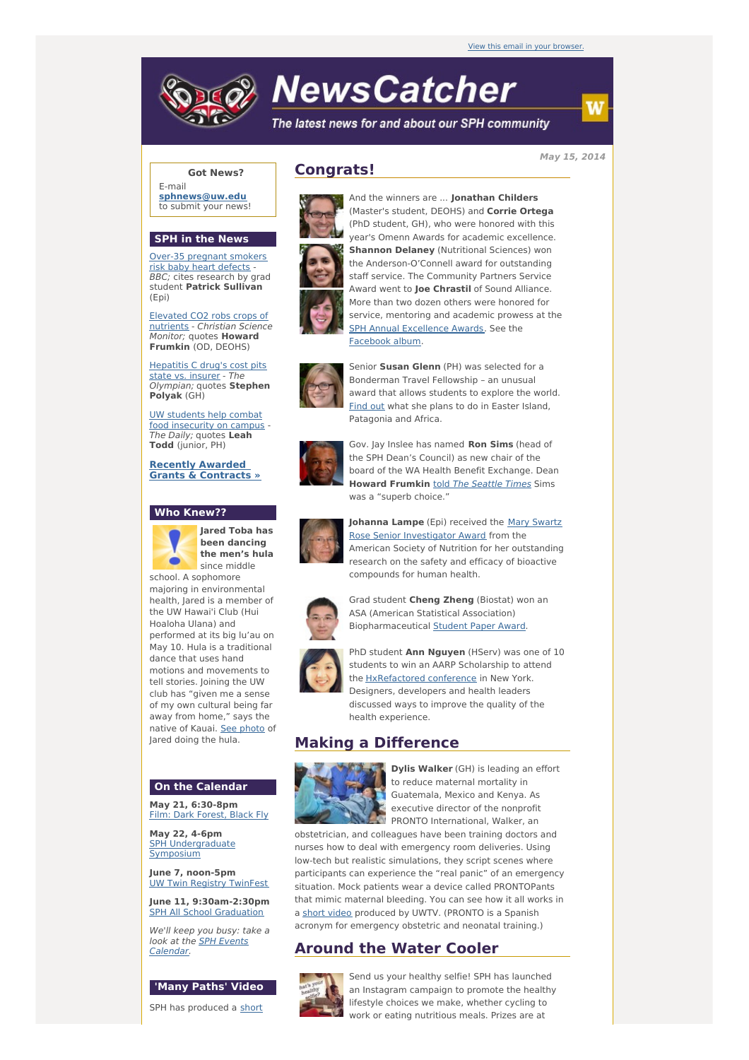View this email in your browser.

# NewsCatcher

*The latest news for and about our SPH community*

May 15, 2014

**Got News?**

E-mail **sphnews@uw.edu** to submit your news!

## SPH in the News

Over-35 pregnant smokers risk baby heart defects - *BBC;* cites research by grad student **Patrick Sullivan** (Epi)

Elevated CO2 robs crops of nutrients - *Christian Science Monitor;* quotes **Howard Frumkin** (OD, DEOHS)

Hepatitis C drug's cost pits state vs. insurer - *The Olympian;* quotes **Stephen Polyak** (GH)

UW students help combat food insecurity on campus - *The Daily;* quotes **Leah Todd** (junior, PH)

**Recently Awarded Grants & Contracts »**

## Who Knew??

**Jared Toba has been dancing the men's hula** since middle school. A sophomore majoring in environmental health, Jared is a member of the UW Hawai'i Club (Hui Hoaloha Ulana) and performed at its big lu'au on May 10. Hula is a traditional dance that uses hand motions and movements to tell stories. Joining the UW club has "given me a sense of my own cultural being far away from home," says the native of Kauai. See photo of Jared doing the hula.

## On the Calendar

**May 21, 6:30-8pm**
Film: Dark Forest, Black Fly

**May 22, 4-6pm**
SPH Undergraduate Symposium

**June 7, noon-5pm**
UW Twin Registry TwinFest

**June 11, 9:30am-2:30pm**
SPH All School Graduation

*We'll keep you busy: take a look at the SPH Events Calendar.*

## 'Many Paths' Video

SPH has produced a short

## Congrats!

And the winners are ... **Jonathan Childers** (Master's student, DEOHS) and **Corrie Ortega** (PhD student, GH), who were honored with this year's Omenn Awards for academic excellence. **Shannon Delaney** (Nutritional Sciences) won the Anderson-O'Connell award for outstanding staff service. The Community Partners Service Award went to **Joe Chrastil** of Sound Alliance. More than two dozen others were honored for service, mentoring and academic prowess at the SPH Annual Excellence Awards. See the Facebook album.

Senior **Susan Glenn** (PH) was selected for a Bonderman Travel Fellowship – an unusual award that allows students to explore the world. Find out what she plans to do in Easter Island, Patagonia and Africa.

Gov. Jay Inslee has named **Ron Sims** (head of the SPH Dean's Council) as new chair of the board of the WA Health Benefit Exchange. Dean **Howard Frumkin** told *The Seattle Times* Sims was a "superb choice."

**Johanna Lampe** (Epi) received the Mary Swartz Rose Senior Investigator Award from the American Society of Nutrition for her outstanding research on the safety and efficacy of bioactive compounds for human health.

Grad student **Cheng Zheng** (Biostat) won an ASA (American Statistical Association) Biopharmaceutical Student Paper Award.

PhD student **Ann Nguyen** (HServ) was one of 10 students to win an AARP Scholarship to attend the HxRefactored conference in New York. Designers, developers and health leaders discussed ways to improve the quality of the health experience.

## Making a Difference

**Dylis Walker** (GH) is leading an effort to reduce maternal mortality in Guatemala, Mexico and Kenya. As executive director of the nonprofit PRONTO International, Walker, an obstetrician, and colleagues have been training doctors and nurses how to deal with emergency room deliveries. Using low-tech but realistic simulations, they script scenes where participants can experience the "real panic" of an emergency situation. Mock patients wear a device called PRONTOPants that mimic maternal bleeding. You can see how it all works in a short video produced by UWTV. (PRONTO is a Spanish acronym for emergency obstetric and neonatal training.)

## Around the Water Cooler

Send us your healthy selfie! SPH has launched an Instagram campaign to promote the healthy lifestyle choices we make, whether cycling to work or eating nutritious meals. Prizes are at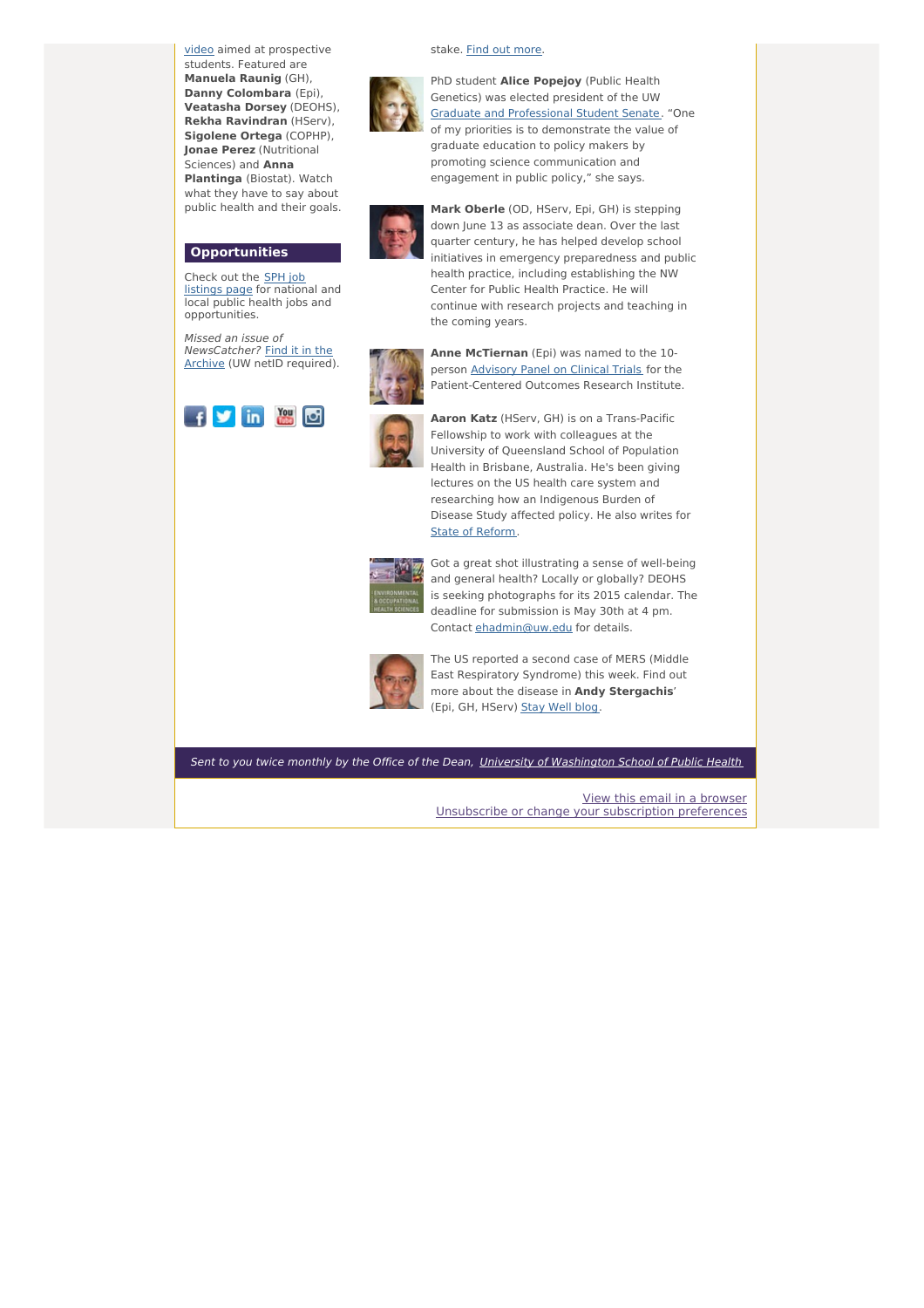video aimed at prospective students. Featured are **Manuela Raunig** (GH), **Danny Colombara** (Epi), **Veatasha Dorsey** (DEOHS), **Rekha Ravindran** (HServ), **Sigolene Ortega** (COPHP), **Jonae Perez** (Nutritional Sciences) and **Anna Plantinga** (Biostat). Watch what they have to say about public health and their goals.

## Opportunities

Check out the SPH job listings page for national and local public health jobs and opportunities.

*Missed an issue of NewsCatcher?* Find it in the Archive (UW netID required).

stake. Find out more.

PhD student **Alice Popejoy** (Public Health Genetics) was elected president of the UW Graduate and Professional Student Senate. "One of my priorities is to demonstrate the value of graduate education to policy makers by promoting science communication and engagement in public policy," she says.

**Mark Oberle** (OD, HServ, Epi, GH) is stepping down June 13 as associate dean. Over the last quarter century, he has helped develop school initiatives in emergency preparedness and public health practice, including establishing the NW Center for Public Health Practice. He will continue with research projects and teaching in the coming years.

**Anne McTiernan** (Epi) was named to the 10-person Advisory Panel on Clinical Trials for the Patient-Centered Outcomes Research Institute.

**Aaron Katz** (HServ, GH) is on a Trans-Pacific Fellowship to work with colleagues at the University of Queensland School of Population Health in Brisbane, Australia. He's been giving lectures on the US health care system and researching how an Indigenous Burden of Disease Study affected policy. He also writes for State of Reform.

Got a great shot illustrating a sense of well-being and general health? Locally or globally? DEOHS is seeking photographs for its 2015 calendar. The deadline for submission is May 30th at 4 pm. Contact ehadmin@uw.edu for details.

The US reported a second case of MERS (Middle East Respiratory Syndrome) this week. Find out more about the disease in **Andy Stergachis**' (Epi, GH, HServ) Stay Well blog.

*Sent to you twice monthly by the Office of the Dean, University of Washington School of Public Health*

View this email in a browser
Unsubscribe or change your subscription preferences